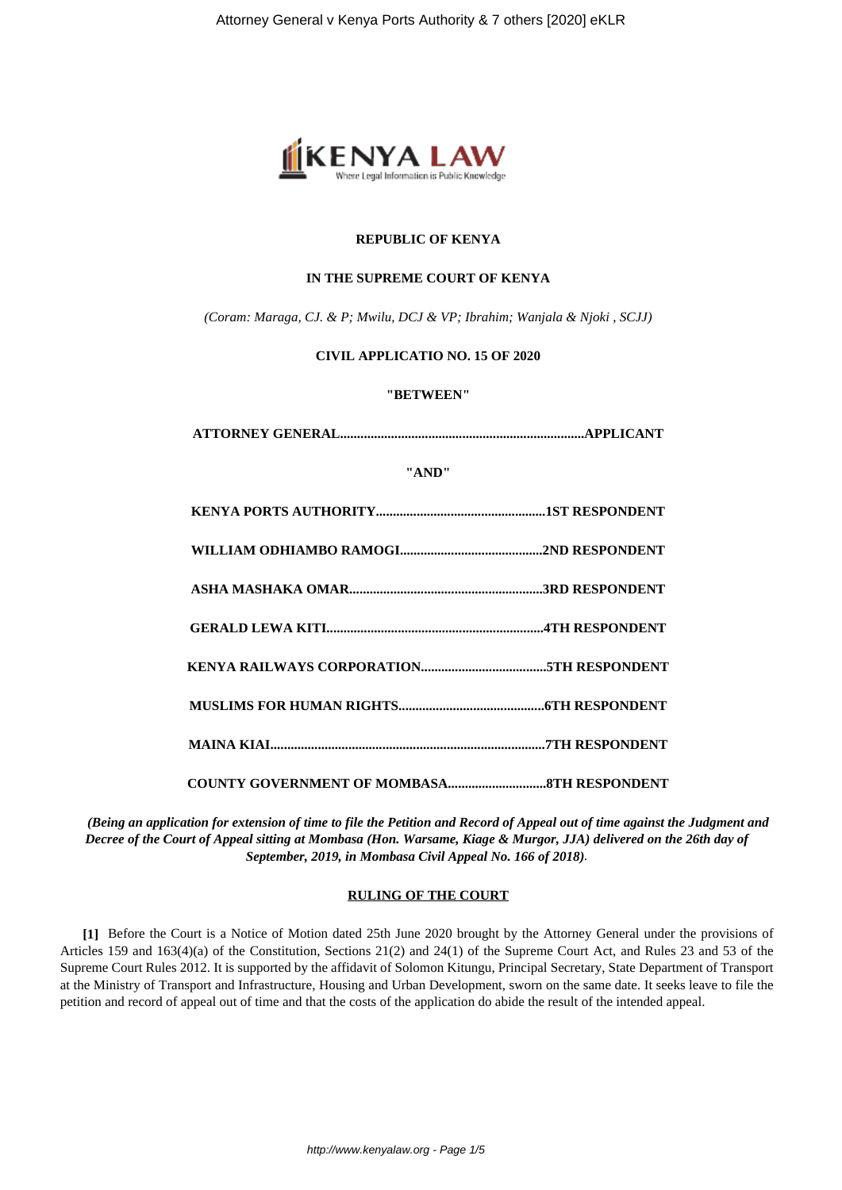**REPUBLIC OF KENYA**

**IN THE SUPREME COURT OF KENYA**

*(Coram: Maraga, CJ. & P; Mwilu, DCJ & VP; Ibrahim; Wanjala & Njoki , SCJJ)*

**CIVIL APPLICATIO NO. 15 OF 2020**

**"BETWEEN"**

**ATTORNEY GENERAL.......................................................................APPLICANT**

**"AND"**

**KENYA PORTS AUTHORITY..................................................1ST RESPONDENT**

**WILLIAM ODHIAMBO RAMOGI..........................................2ND RESPONDENT**

**ASHA MASHAKA OMAR........................................................3RD RESPONDENT**

**GERALD LEWA KITI...............................................................4TH RESPONDENT**

**KENYA RAILWAYS CORPORATION.....................................5TH RESPONDENT**

**MUSLIMS FOR HUMAN RIGHTS..........................................6TH RESPONDENT**

**MAINA KIAI................................................................................7TH RESPONDENT**

**COUNTY GOVERNMENT OF MOMBASA.............................8TH RESPONDENT**

***(Being an application for extension of time to file the Petition and Record of Appeal out of time against the Judgment and Decree of the Court of Appeal sitting at Mombasa (Hon. Warsame, Kiage & Murgor, JJA) delivered on the 26th day of September, 2019, in Mombasa Civil Appeal No. 166 of 2018)***.

**RULING OF THE COURT**

**[1]** Before the Court is a Notice of Motion dated 25th June 2020 brought by the Attorney General under the provisions of Articles 159 and 163(4)(a) of the Constitution, Sections 21(2) and 24(1) of the Supreme Court Act, and Rules 23 and 53 of the Supreme Court Rules 2012. It is supported by the affidavit of Solomon Kitungu, Principal Secretary, State Department of Transport at the Ministry of Transport and Infrastructure, Housing and Urban Development, sworn on the same date. It seeks leave to file the petition and record of appeal out of time and that the costs of the application do abide the result of the intended appeal.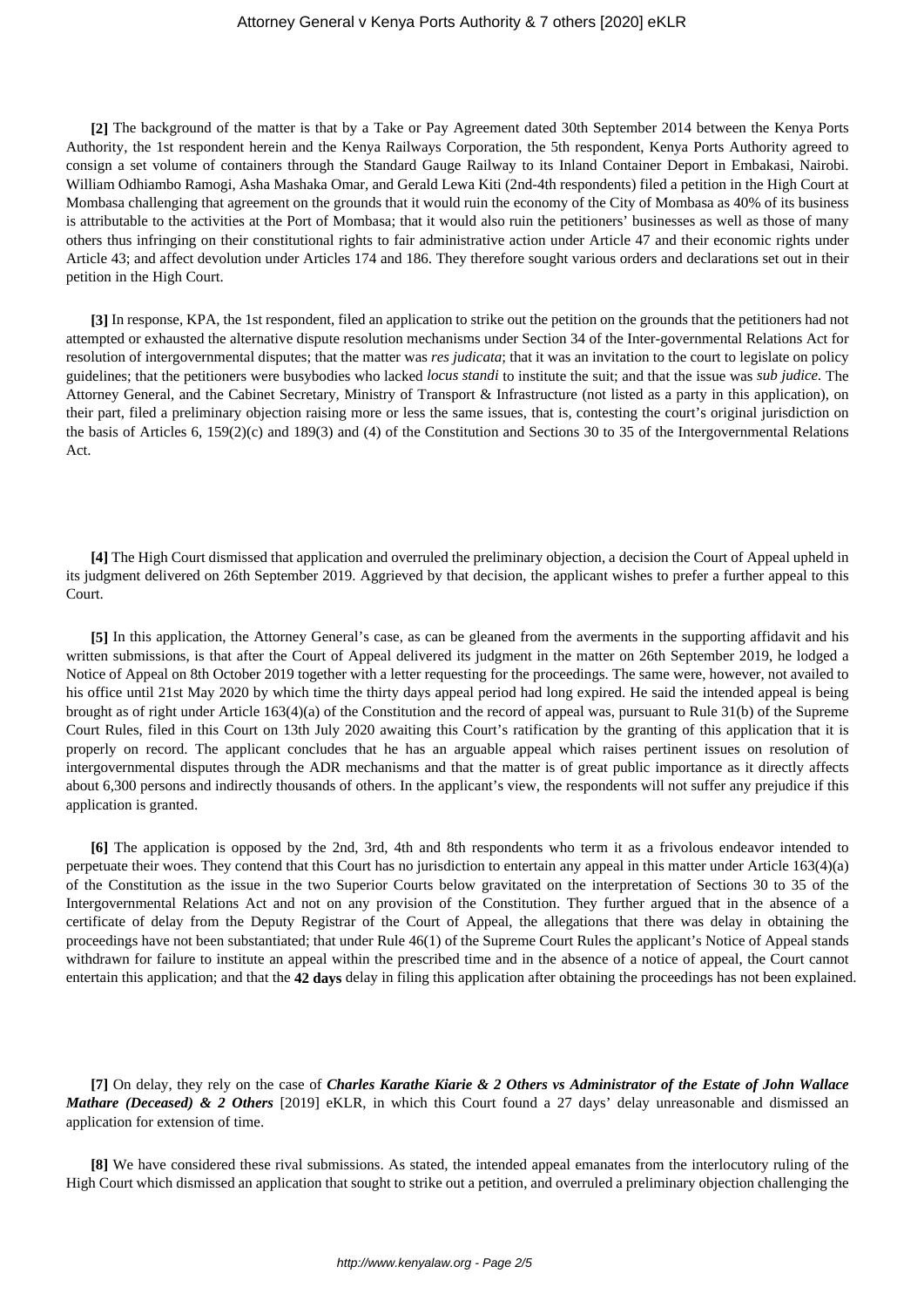**[2]** The background of the matter is that by a Take or Pay Agreement dated 30th September 2014 between the Kenya Ports Authority, the 1st respondent herein and the Kenya Railways Corporation, the 5th respondent, Kenya Ports Authority agreed to consign a set volume of containers through the Standard Gauge Railway to its Inland Container Deport in Embakasi, Nairobi. William Odhiambo Ramogi, Asha Mashaka Omar, and Gerald Lewa Kiti (2nd-4th respondents) filed a petition in the High Court at Mombasa challenging that agreement on the grounds that it would ruin the economy of the City of Mombasa as 40% of its business is attributable to the activities at the Port of Mombasa; that it would also ruin the petitioners' businesses as well as those of many others thus infringing on their constitutional rights to fair administrative action under Article 47 and their economic rights under Article 43; and affect devolution under Articles 174 and 186. They therefore sought various orders and declarations set out in their petition in the High Court.

**[3]** In response, KPA, the 1st respondent, filed an application to strike out the petition on the grounds that the petitioners had not attempted or exhausted the alternative dispute resolution mechanisms under Section 34 of the Inter-governmental Relations Act for resolution of intergovernmental disputes; that the matter was *res judicata*; that it was an invitation to the court to legislate on policy guidelines; that the petitioners were busybodies who lacked *locus standi* to institute the suit; and that the issue was *sub judice*. The Attorney General, and the Cabinet Secretary, Ministry of Transport & Infrastructure (not listed as a party in this application), on their part, filed a preliminary objection raising more or less the same issues, that is, contesting the court's original jurisdiction on the basis of Articles 6, 159(2)(c) and 189(3) and (4) of the Constitution and Sections 30 to 35 of the Intergovernmental Relations Act.

**[4]** The High Court dismissed that application and overruled the preliminary objection, a decision the Court of Appeal upheld in its judgment delivered on 26th September 2019. Aggrieved by that decision, the applicant wishes to prefer a further appeal to this Court.

**[5]** In this application, the Attorney General's case, as can be gleaned from the averments in the supporting affidavit and his written submissions, is that after the Court of Appeal delivered its judgment in the matter on 26th September 2019, he lodged a Notice of Appeal on 8th October 2019 together with a letter requesting for the proceedings. The same were, however, not availed to his office until 21st May 2020 by which time the thirty days appeal period had long expired. He said the intended appeal is being brought as of right under Article 163(4)(a) of the Constitution and the record of appeal was, pursuant to Rule 31(b) of the Supreme Court Rules, filed in this Court on 13th July 2020 awaiting this Court's ratification by the granting of this application that it is properly on record. The applicant concludes that he has an arguable appeal which raises pertinent issues on resolution of intergovernmental disputes through the ADR mechanisms and that the matter is of great public importance as it directly affects about 6,300 persons and indirectly thousands of others. In the applicant's view, the respondents will not suffer any prejudice if this application is granted.

**[6]** The application is opposed by the 2nd, 3rd, 4th and 8th respondents who term it as a frivolous endeavor intended to perpetuate their woes. They contend that this Court has no jurisdiction to entertain any appeal in this matter under Article 163(4)(a) of the Constitution as the issue in the two Superior Courts below gravitated on the interpretation of Sections 30 to 35 of the Intergovernmental Relations Act and not on any provision of the Constitution. They further argued that in the absence of a certificate of delay from the Deputy Registrar of the Court of Appeal, the allegations that there was delay in obtaining the proceedings have not been substantiated; that under Rule 46(1) of the Supreme Court Rules the applicant's Notice of Appeal stands withdrawn for failure to institute an appeal within the prescribed time and in the absence of a notice of appeal, the Court cannot entertain this application; and that the **42 days** delay in filing this application after obtaining the proceedings has not been explained.

**[7]** On delay, they rely on the case of ***Charles Karathe Kiarie & 2 Others vs Administrator of the Estate of John Wallace Mathare (Deceased) & 2 Others*** [2019] eKLR, in which this Court found a 27 days' delay unreasonable and dismissed an application for extension of time.

**[8]** We have considered these rival submissions. As stated, the intended appeal emanates from the interlocutory ruling of the High Court which dismissed an application that sought to strike out a petition, and overruled a preliminary objection challenging the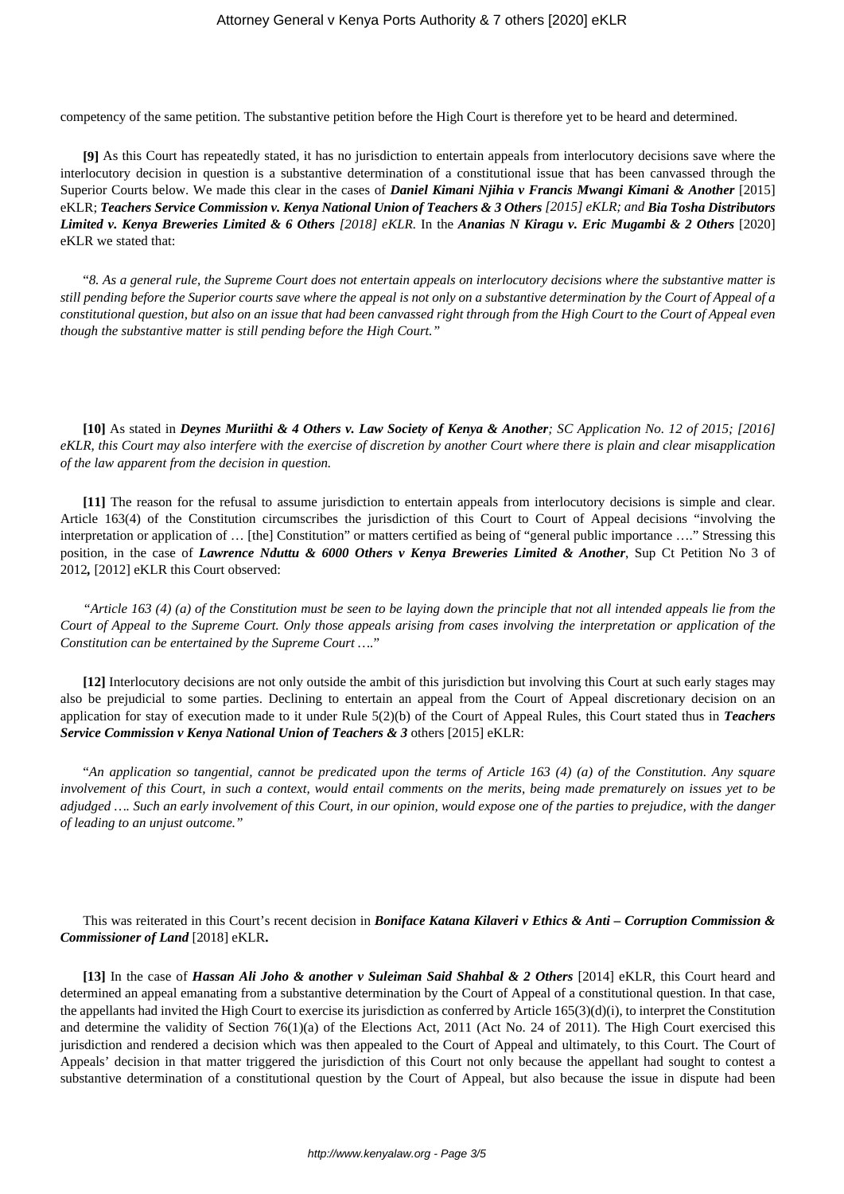competency of the same petition. The substantive petition before the High Court is therefore yet to be heard and determined.

**[9]** As this Court has repeatedly stated, it has no jurisdiction to entertain appeals from interlocutory decisions save where the interlocutory decision in question is a substantive determination of a constitutional issue that has been canvassed through the Superior Courts below. We made this clear in the cases of ***Daniel Kimani Njihia v Francis Mwangi Kimani & Another*** [2015] eKLR; ***Teachers Service Commission v. Kenya National Union of Teachers & 3 Others*** *[2015] eKLR; and* ***Bia Tosha Distributors Limited v. Kenya Breweries Limited & 6 Others*** *[2018] eKLR.* In the ***Ananias N Kiragu v. Eric Mugambi & 2 Others*** [2020] eKLR we stated that:

"*8. As a general rule, the Supreme Court does not entertain appeals on interlocutory decisions where the substantive matter is still pending before the Superior courts save where the appeal is not only on a substantive determination by the Court of Appeal of a constitutional question, but also on an issue that had been canvassed right through from the High Court to the Court of Appeal even though the substantive matter is still pending before the High Court.*"

**[10]** As stated in ***Deynes Muriithi & 4 Others v. Law Society of Kenya & Another****; SC Application No. 12 of 2015; [2016] eKLR, this Court may also interfere with the exercise of discretion by another Court where there is plain and clear misapplication of the law apparent from the decision in question.*

**[11]** The reason for the refusal to assume jurisdiction to entertain appeals from interlocutory decisions is simple and clear. Article 163(4) of the Constitution circumscribes the jurisdiction of this Court to Court of Appeal decisions "involving the interpretation or application of … [the] Constitution" or matters certified as being of "general public importance …." Stressing this position, in the case of ***Lawrence Nduttu & 6000 Others v Kenya Breweries Limited & Another***, Sup Ct Petition No 3 of 2012**,** [2012] eKLR this Court observed:

*"Article 163 (4) (a) of the Constitution must be seen to be laying down the principle that not all intended appeals lie from the Court of Appeal to the Supreme Court. Only those appeals arising from cases involving the interpretation or application of the Constitution can be entertained by the Supreme Court ….*"

**[12]** Interlocutory decisions are not only outside the ambit of this jurisdiction but involving this Court at such early stages may also be prejudicial to some parties. Declining to entertain an appeal from the Court of Appeal discretionary decision on an application for stay of execution made to it under Rule 5(2)(b) of the Court of Appeal Rules, this Court stated thus in ***Teachers Service Commission v Kenya National Union of Teachers & 3*** others [2015] eKLR:

"*An application so tangential, cannot be predicated upon the terms of Article 163 (4) (a) of the Constitution. Any square involvement of this Court, in such a context, would entail comments on the merits, being made prematurely on issues yet to be adjudged …. Such an early involvement of this Court, in our opinion, would expose one of the parties to prejudice, with the danger of leading to an unjust outcome.*"

This was reiterated in this Court's recent decision in ***Boniface Katana Kilaveri v Ethics & Anti – Corruption Commission & Commissioner of Land*** [2018] eKLR**.**

**[13]** In the case of ***Hassan Ali Joho & another v Suleiman Said Shahbal & 2 Others*** [2014] eKLR, this Court heard and determined an appeal emanating from a substantive determination by the Court of Appeal of a constitutional question. In that case, the appellants had invited the High Court to exercise its jurisdiction as conferred by Article 165(3)(d)(i), to interpret the Constitution and determine the validity of Section 76(1)(a) of the Elections Act, 2011 (Act No. 24 of 2011). The High Court exercised this jurisdiction and rendered a decision which was then appealed to the Court of Appeal and ultimately, to this Court. The Court of Appeals' decision in that matter triggered the jurisdiction of this Court not only because the appellant had sought to contest a substantive determination of a constitutional question by the Court of Appeal, but also because the issue in dispute had been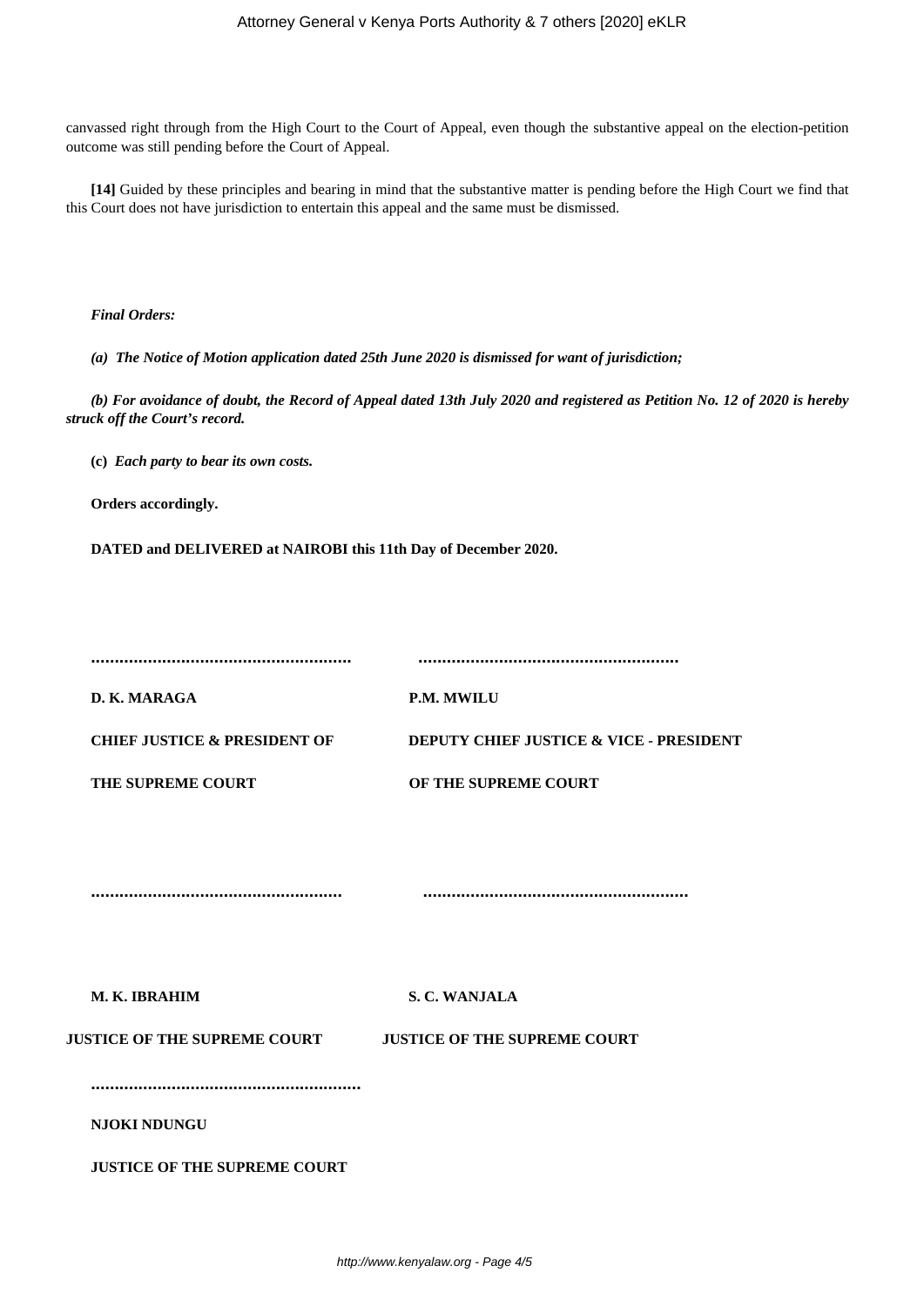canvassed right through from the High Court to the Court of Appeal, even though the substantive appeal on the election-petition outcome was still pending before the Court of Appeal.

**[14]** Guided by these principles and bearing in mind that the substantive matter is pending before the High Court we find that this Court does not have jurisdiction to entertain this appeal and the same must be dismissed.

***Final Orders:***

***(a) The Notice of Motion application dated 25th June 2020 is dismissed for want of jurisdiction;***

***(b) For avoidance of doubt, the Record of Appeal dated 13th July 2020 and registered as Petition No. 12 of 2020 is hereby struck off the Court's record.***

**(c)** ***Each party to bear its own costs.***

**Orders accordingly.**

**DATED and DELIVERED at NAIROBI this 11th Day of December 2020.**

| | |
|---|---|
| **……………………………………………** | **……………………………………………** |
| **D. K. MARAGA** | **P.M. MWILU** |
| **CHIEF JUSTICE & PRESIDENT OF THE SUPREME COURT** | **DEPUTY CHIEF JUSTICE & VICE - PRESIDENT OF THE SUPREME COURT** |
| **……………………………………………** | **……………………………………………** |
| **M. K. IBRAHIM** | **S. C. WANJALA** |
| **JUSTICE OF THE SUPREME COURT** | **JUSTICE OF THE SUPREME COURT** |

**……………………………………………**

**NJOKI NDUNGU**

**JUSTICE OF THE SUPREME COURT**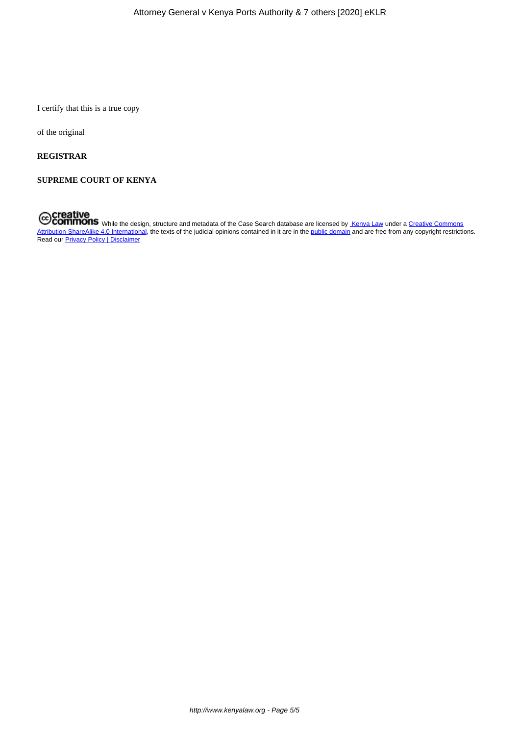I certify that this is a true copy

of the original

**REGISTRAR**

**SUPREME COURT OF KENYA**

While the design, structure and metadata of the Case Search database are licensed by Kenya Law under a Creative Commons Attribution-ShareAlike 4.0 International, the texts of the judicial opinions contained in it are in the public domain and are free from any copyright restrictions. Read our Privacy Policy | Disclaimer